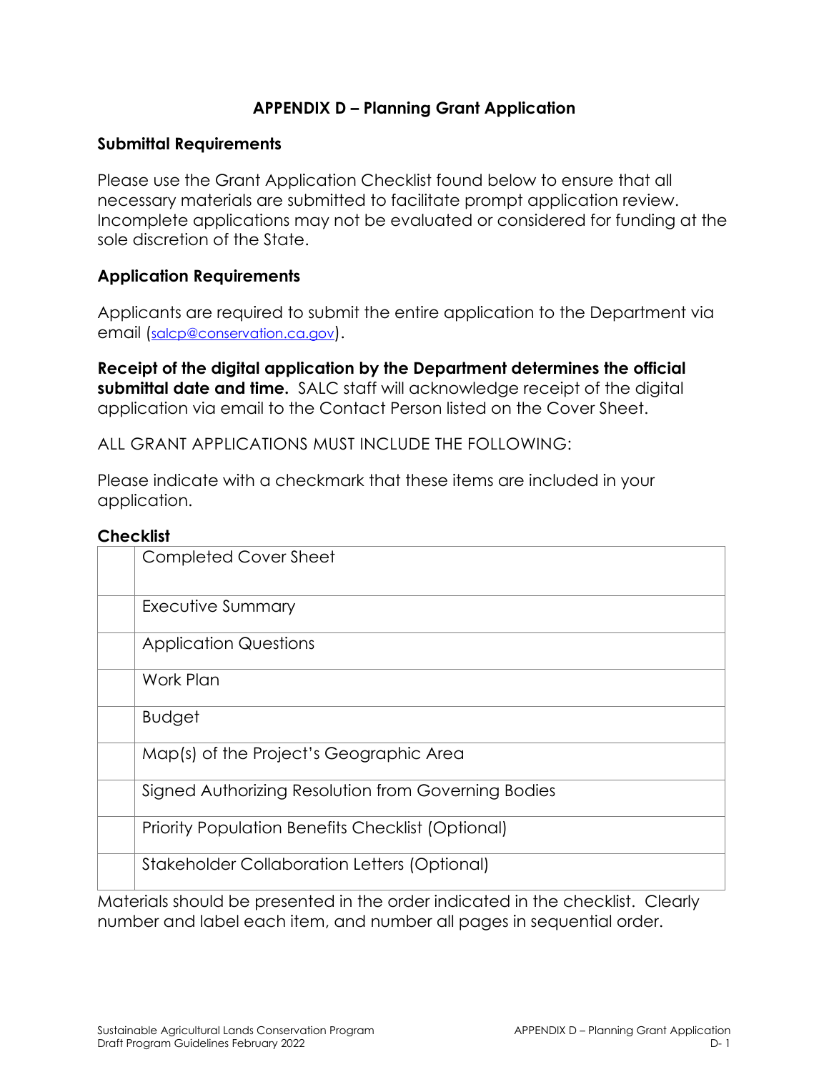# APPENDIX D – Planning Grant Application

## Submittal Requirements

Please use the Grant Application Checklist found below to ensure that all necessary materials are submitted to facilitate prompt application review. Incomplete applications may not be evaluated or considered for funding at the sole discretion of the State.

## Application Requirements

Applicants are required to submit the entire application to the Department via email (salcp@conservation.ca.gov).

**Receipt of the digital application by the Department determines the official submittal date and time.** SALC staff will acknowledge receipt of the digital application via email to the Contact Person listed on the Cover Sheet.

ALL GRANT APPLICATIONS MUST INCLUDE THE FOLLOWING:

Please indicate with a checkmark that these items are included in your application.

**Checklist**

| | |
|---|---|
| | Completed Cover Sheet |
| | Executive Summary |
| | Application Questions |
| | Work Plan |
| | Budget |
| | Map(s) of the Project's Geographic Area |
| | Signed Authorizing Resolution from Governing Bodies |
| | Priority Population Benefits Checklist (Optional) |
| | Stakeholder Collaboration Letters (Optional) |

Materials should be presented in the order indicated in the checklist. Clearly number and label each item, and number all pages in sequential order.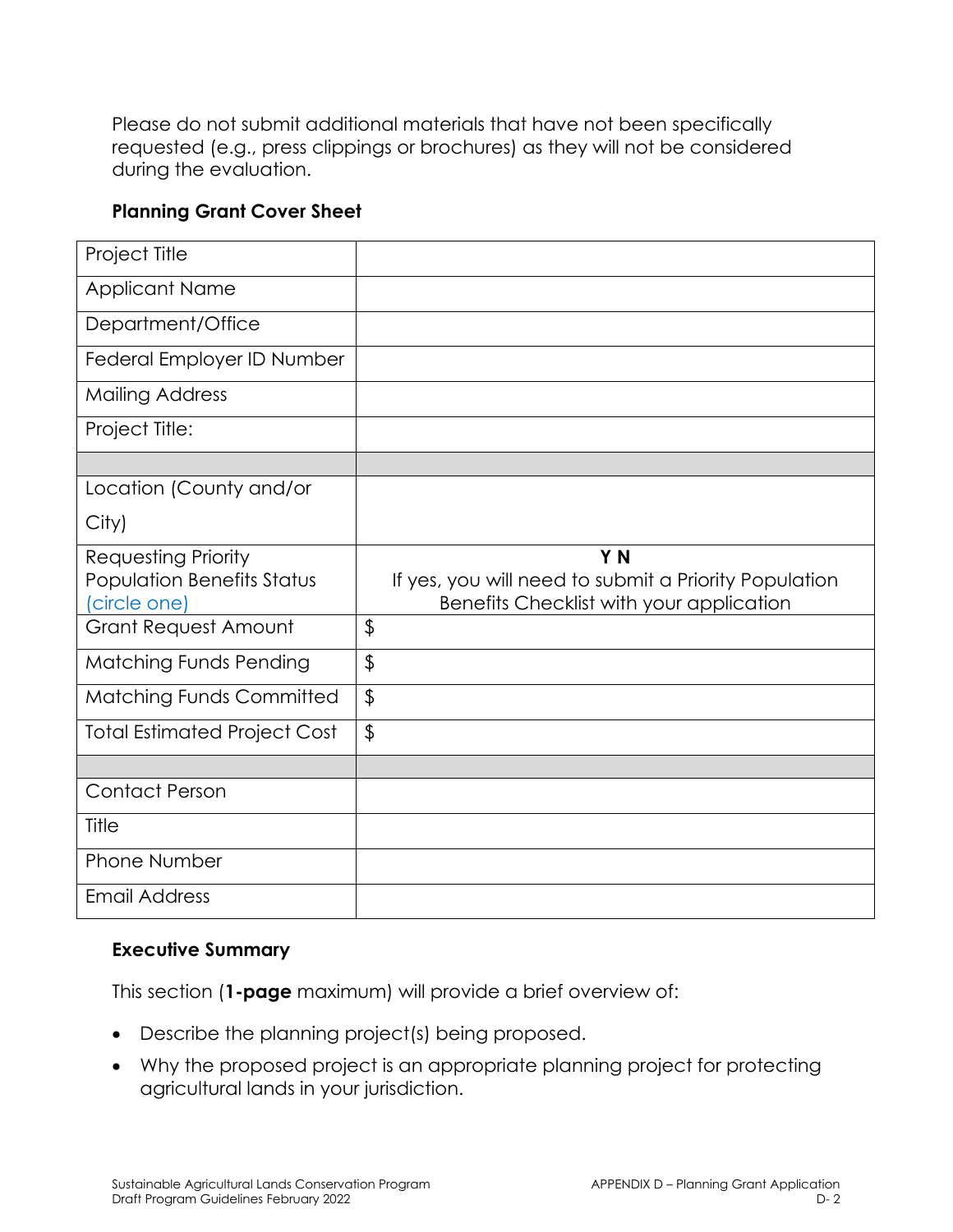Please do not submit additional materials that have not been specifically requested (e.g., press clippings or brochures) as they will not be considered during the evaluation.

### Planning Grant Cover Sheet

| | |
|---|---|
| Project Title | |
| Applicant Name | |
| Department/Office | |
| Federal Employer ID Number | |
| Mailing Address | |
| Project Title: | |
| | |
| Location (County and/or City) | |
| Requesting Priority Population Benefits Status (circle one) | **Y N** If yes, you will need to submit a Priority Population Benefits Checklist with your application |
| Grant Request Amount | $ |
| Matching Funds Pending | $ |
| Matching Funds Committed | $ |
| Total Estimated Project Cost | $ |
| | |
| Contact Person | |
| Title | |
| Phone Number | |
| Email Address | |

### Executive Summary

This section (**1-page** maximum) will provide a brief overview of:

- Describe the planning project(s) being proposed.
- Why the proposed project is an appropriate planning project for protecting agricultural lands in your jurisdiction.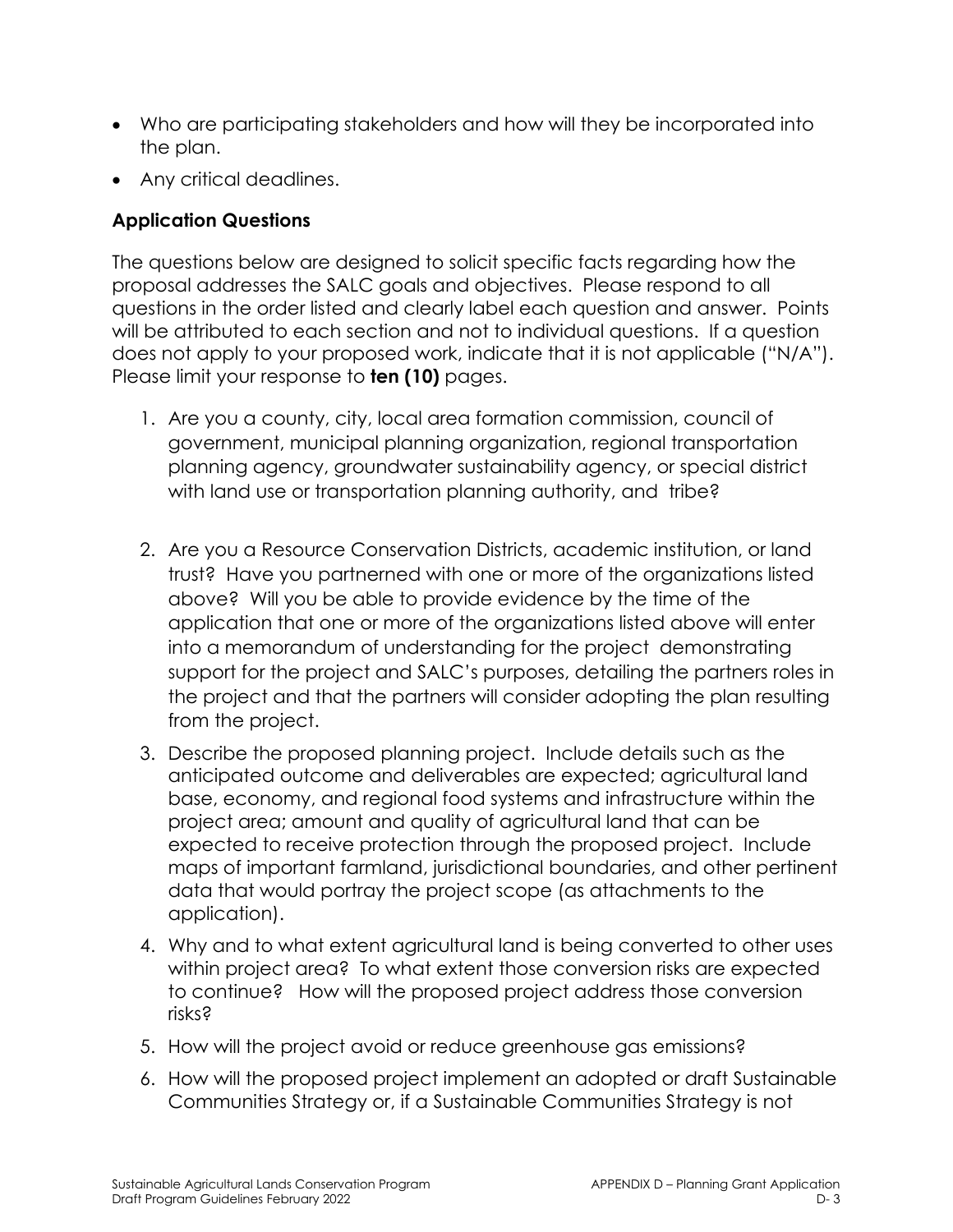- Who are participating stakeholders and how will they be incorporated into the plan.
- Any critical deadlines.

### Application Questions

The questions below are designed to solicit specific facts regarding how the proposal addresses the SALC goals and objectives. Please respond to all questions in the order listed and clearly label each question and answer. Points will be attributed to each section and not to individual questions. If a question does not apply to your proposed work, indicate that it is not applicable ("N/A"). Please limit your response to **ten (10)** pages.

1. Are you a county, city, local area formation commission, council of government, municipal planning organization, regional transportation planning agency, groundwater sustainability agency, or special district with land use or transportation planning authority, and tribe?
2. Are you a Resource Conservation Districts, academic institution, or land trust? Have you partnerned with one or more of the organizations listed above? Will you be able to provide evidence by the time of the application that one or more of the organizations listed above will enter into a memorandum of understanding for the project demonstrating support for the project and SALC's purposes, detailing the partners roles in the project and that the partners will consider adopting the plan resulting from the project.
3. Describe the proposed planning project. Include details such as the anticipated outcome and deliverables are expected; agricultural land base, economy, and regional food systems and infrastructure within the project area; amount and quality of agricultural land that can be expected to receive protection through the proposed project. Include maps of important farmland, jurisdictional boundaries, and other pertinent data that would portray the project scope (as attachments to the application).
4. Why and to what extent agricultural land is being converted to other uses within project area? To what extent those conversion risks are expected to continue? How will the proposed project address those conversion risks?
5. How will the project avoid or reduce greenhouse gas emissions?
6. How will the proposed project implement an adopted or draft Sustainable Communities Strategy or, if a Sustainable Communities Strategy is not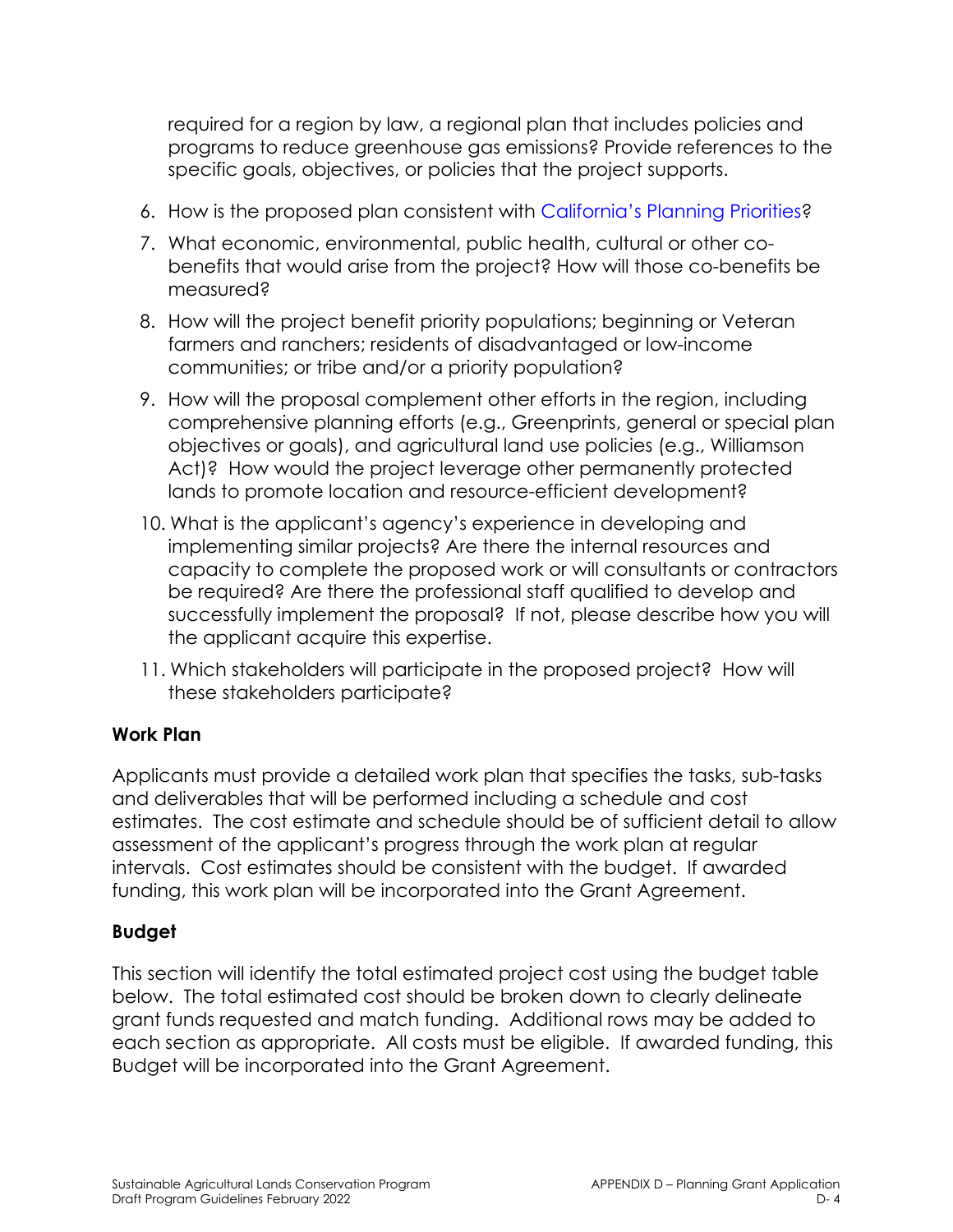required for a region by law, a regional plan that includes policies and programs to reduce greenhouse gas emissions? Provide references to the specific goals, objectives, or policies that the project supports.

6. How is the proposed plan consistent with California's Planning Priorities?
7. What economic, environmental, public health, cultural or other co-benefits that would arise from the project? How will those co-benefits be measured?
8. How will the project benefit priority populations; beginning or Veteran farmers and ranchers; residents of disadvantaged or low-income communities; or tribe and/or a priority population?
9. How will the proposal complement other efforts in the region, including comprehensive planning efforts (e.g., Greenprints, general or special plan objectives or goals), and agricultural land use policies (e.g., Williamson Act)? How would the project leverage other permanently protected lands to promote location and resource-efficient development?
10. What is the applicant's agency's experience in developing and implementing similar projects? Are there the internal resources and capacity to complete the proposed work or will consultants or contractors be required? Are there the professional staff qualified to develop and successfully implement the proposal? If not, please describe how you will the applicant acquire this expertise.
11. Which stakeholders will participate in the proposed project? How will these stakeholders participate?

**Work Plan**

Applicants must provide a detailed work plan that specifies the tasks, sub-tasks and deliverables that will be performed including a schedule and cost estimates. The cost estimate and schedule should be of sufficient detail to allow assessment of the applicant's progress through the work plan at regular intervals. Cost estimates should be consistent with the budget. If awarded funding, this work plan will be incorporated into the Grant Agreement.

**Budget**

This section will identify the total estimated project cost using the budget table below. The total estimated cost should be broken down to clearly delineate grant funds requested and match funding. Additional rows may be added to each section as appropriate. All costs must be eligible. If awarded funding, this Budget will be incorporated into the Grant Agreement.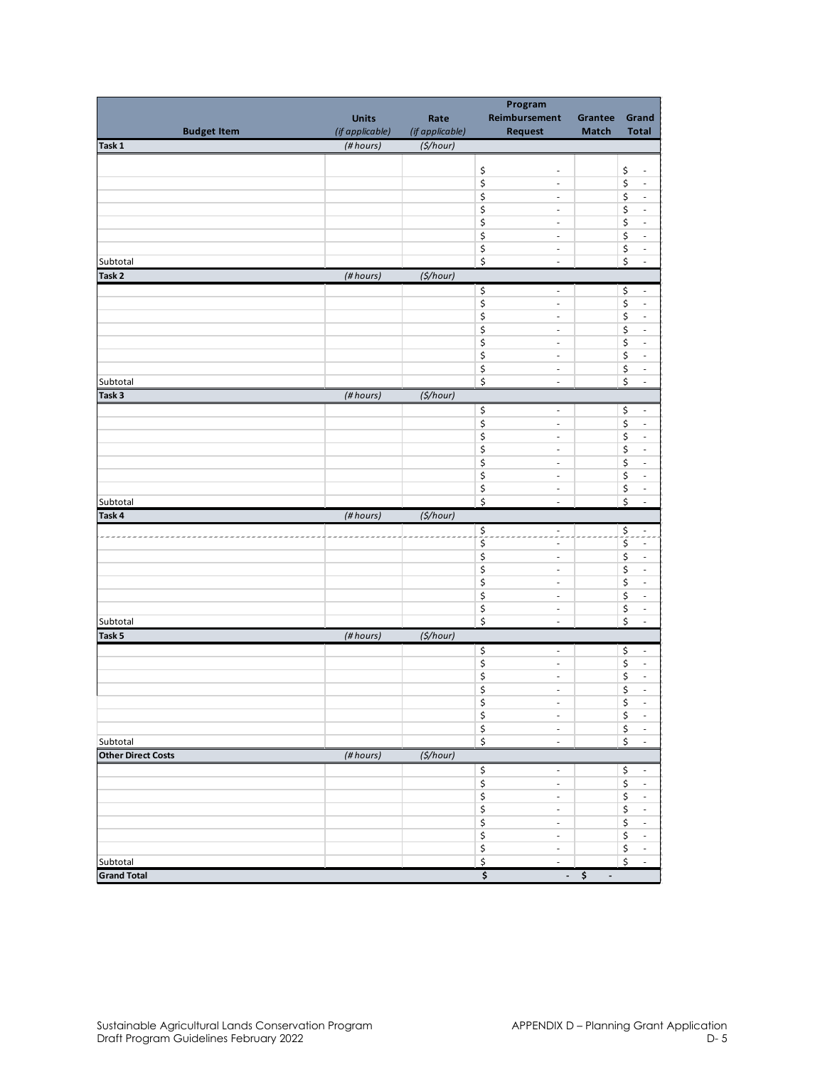| Budget Item | Units (if applicable) | Rate (if applicable) | Program Reimbursement Request | Grantee Match | Grand Total |
|---|---|---|---|---|---|
| **Task 1** | *(# hours)* | *($/hour)* | | | |
| | | | $ - | | $ - |
| | | | $ - | | $ - |
| | | | $ - | | $ - |
| | | | $ - | | $ - |
| | | | $ - | | $ - |
| | | | $ - | | $ - |
| | | | $ - | | $ - |
| Subtotal | | | $ - | | $ - |
| **Task 2** | *(# hours)* | *($/hour)* | | | |
| | | | $ - | | $ - |
| | | | $ - | | $ - |
| | | | $ - | | $ - |
| | | | $ - | | $ - |
| | | | $ - | | $ - |
| | | | $ - | | $ - |
| | | | $ - | | $ - |
| Subtotal | | | $ - | | $ - |
| **Task 3** | *(# hours)* | *($/hour)* | | | |
| | | | $ - | | $ - |
| | | | $ - | | $ - |
| | | | $ - | | $ - |
| | | | $ - | | $ - |
| | | | $ - | | $ - |
| | | | $ - | | $ - |
| | | | $ - | | $ - |
| Subtotal | | | $ - | | $ - |
| **Task 4** | *(# hours)* | *($/hour)* | | | |
| | | | $ - | | $ - |
| | | | $ - | | $ - |
| | | | $ - | | $ - |
| | | | $ - | | $ - |
| | | | $ - | | $ - |
| | | | $ - | | $ - |
| | | | $ - | | $ - |
| Subtotal | | | $ - | | $ - |
| **Task 5** | *(# hours)* | *($/hour)* | | | |
| | | | $ - | | $ - |
| | | | $ - | | $ - |
| | | | $ - | | $ - |
| | | | $ - | | $ - |
| | | | $ - | | $ - |
| | | | $ - | | $ - |
| | | | $ - | | $ - |
| Subtotal | | | $ - | | $ - |
| **Other Direct Costs** | *(# hours)* | *($/hour)* | | | |
| | | | $ - | | $ - |
| | | | $ - | | $ - |
| | | | $ - | | $ - |
| | | | $ - | | $ - |
| | | | $ - | | $ - |
| | | | $ - | | $ - |
| | | | $ - | | $ - |
| Subtotal | | | $ - | | $ - |
| **Grand Total** | | | **$ -** | **$ -** | |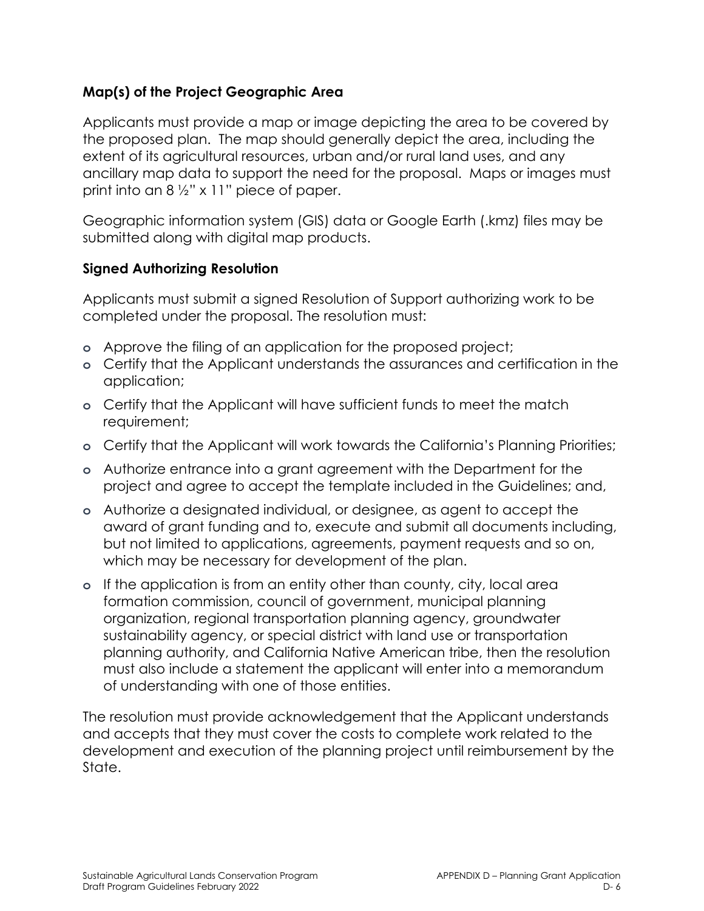### **Map(s) of the Project Geographic Area**

Applicants must provide a map or image depicting the area to be covered by the proposed plan. The map should generally depict the area, including the extent of its agricultural resources, urban and/or rural land uses, and any ancillary map data to support the need for the proposal. Maps or images must print into an 8 ½" x 11" piece of paper.

Geographic information system (GIS) data or Google Earth (.kmz) files may be submitted along with digital map products.

### **Signed Authorizing Resolution**

Applicants must submit a signed Resolution of Support authorizing work to be completed under the proposal. The resolution must:

- Approve the filing of an application for the proposed project;
- Certify that the Applicant understands the assurances and certification in the application;
- Certify that the Applicant will have sufficient funds to meet the match requirement;
- Certify that the Applicant will work towards the California's Planning Priorities;
- Authorize entrance into a grant agreement with the Department for the project and agree to accept the template included in the Guidelines; and,
- Authorize a designated individual, or designee, as agent to accept the award of grant funding and to, execute and submit all documents including, but not limited to applications, agreements, payment requests and so on, which may be necessary for development of the plan.
- If the application is from an entity other than county, city, local area formation commission, council of government, municipal planning organization, regional transportation planning agency, groundwater sustainability agency, or special district with land use or transportation planning authority, and California Native American tribe, then the resolution must also include a statement the applicant will enter into a memorandum of understanding with one of those entities.

The resolution must provide acknowledgement that the Applicant understands and accepts that they must cover the costs to complete work related to the development and execution of the planning project until reimbursement by the State.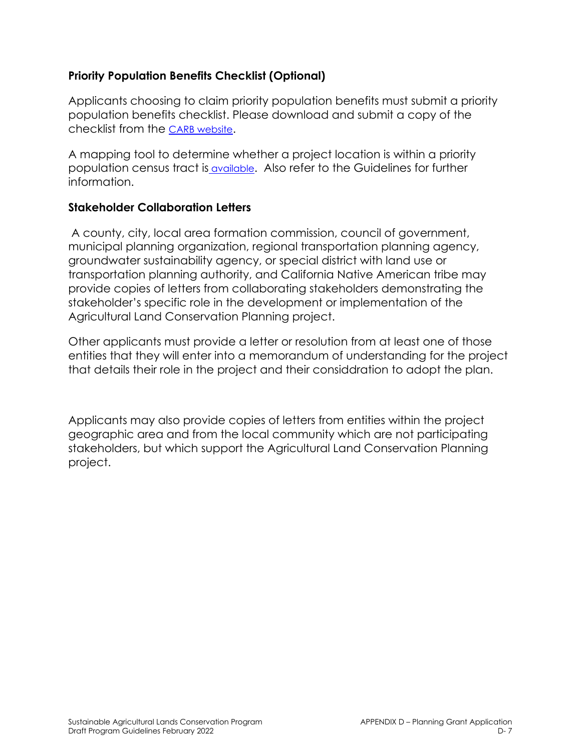**Priority Population Benefits Checklist (Optional)**

Applicants choosing to claim priority population benefits must submit a priority population benefits checklist. Please download and submit a copy of the checklist from the CARB website.

A mapping tool to determine whether a project location is within a priority population census tract is available. Also refer to the Guidelines for further information.

**Stakeholder Collaboration Letters**

A county, city, local area formation commission, council of government, municipal planning organization, regional transportation planning agency, groundwater sustainability agency, or special district with land use or transportation planning authority, and California Native American tribe may provide copies of letters from collaborating stakeholders demonstrating the stakeholder's specific role in the development or implementation of the Agricultural Land Conservation Planning project.

Other applicants must provide a letter or resolution from at least one of those entities that they will enter into a memorandum of understanding for the project that details their role in the project and their considdration to adopt the plan.

Applicants may also provide copies of letters from entities within the project geographic area and from the local community which are not participating stakeholders, but which support the Agricultural Land Conservation Planning project.